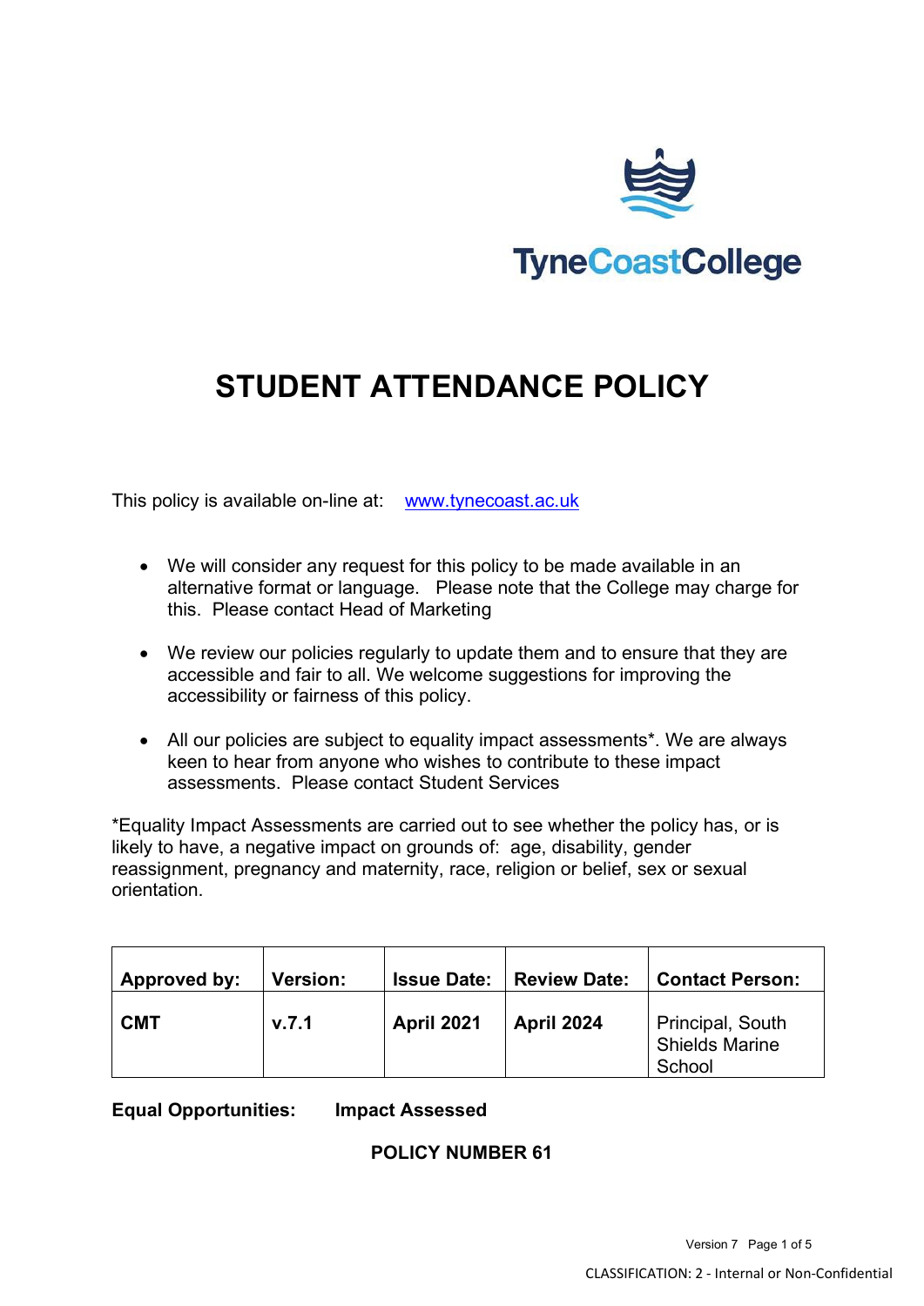TyneCoastCollege

# STUDENT ATTENDANCE POLICY

This policy is available on-line at: [www.tynecoast.ac.uk](http://www.tynecoast.ac.uk)

- We will consider any request for this policy to be made available in an alternative format or language. Please note that the College may charge for this. Please contact Head of Marketing
- We review our policies regularly to update them and to ensure that they are accessible and fair to all. We welcome suggestions for improving the accessibility or fairness of this policy.
- All our policies are subject to equality impact assessments*. We are always keen to hear from anyone who wishes to contribute to these impact assessments. Please contact Student Services

*Equality Impact Assessments are carried out to see whether the policy has, or is likely to have, a negative impact on grounds of: age, disability, gender reassignment, pregnancy and maternity, race, religion or belief, sex or sexual orientation.

| Approved by: | Version: | Issue Date: | Review Date: | Contact Person: |
|---|---|---|---|---|
| **CMT** | **v.7.1** | **April 2021** | **April 2024** | Principal, South Shields Marine School |

**Equal Opportunities: Impact Assessed**

**POLICY NUMBER 61**

CLASSIFICATION: 2 - Internal or Non-Confidential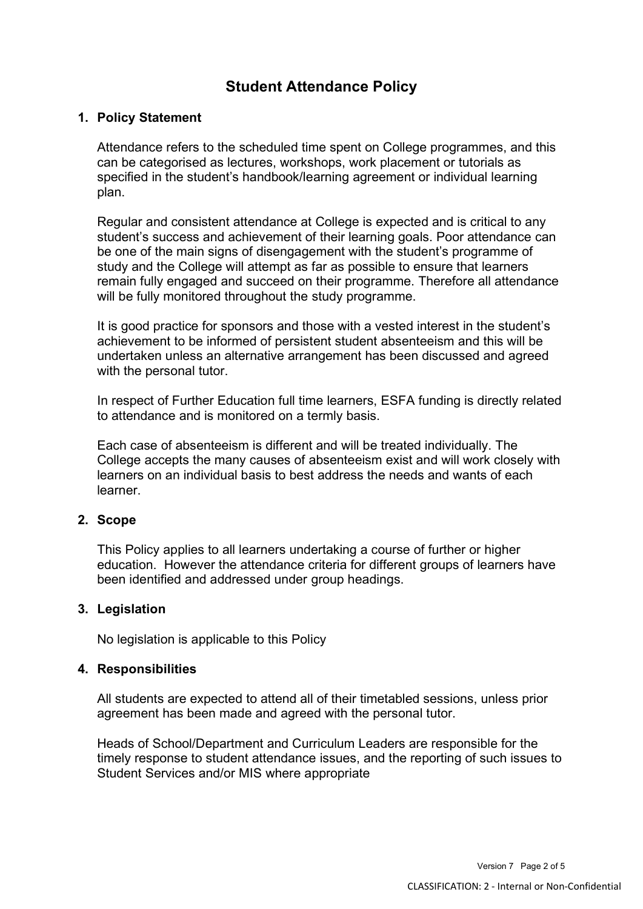# Student Attendance Policy

## 1. Policy Statement

Attendance refers to the scheduled time spent on College programmes, and this can be categorised as lectures, workshops, work placement or tutorials as specified in the student's handbook/learning agreement or individual learning plan.

Regular and consistent attendance at College is expected and is critical to any student's success and achievement of their learning goals. Poor attendance can be one of the main signs of disengagement with the student's programme of study and the College will attempt as far as possible to ensure that learners remain fully engaged and succeed on their programme. Therefore all attendance will be fully monitored throughout the study programme.

It is good practice for sponsors and those with a vested interest in the student's achievement to be informed of persistent student absenteeism and this will be undertaken unless an alternative arrangement has been discussed and agreed with the personal tutor.

In respect of Further Education full time learners, ESFA funding is directly related to attendance and is monitored on a termly basis.

Each case of absenteeism is different and will be treated individually. The College accepts the many causes of absenteeism exist and will work closely with learners on an individual basis to best address the needs and wants of each learner.

## 2. Scope

This Policy applies to all learners undertaking a course of further or higher education. However the attendance criteria for different groups of learners have been identified and addressed under group headings.

## 3. Legislation

No legislation is applicable to this Policy

## 4. Responsibilities

All students are expected to attend all of their timetabled sessions, unless prior agreement has been made and agreed with the personal tutor.

Heads of School/Department and Curriculum Leaders are responsible for the timely response to student attendance issues, and the reporting of such issues to Student Services and/or MIS where appropriate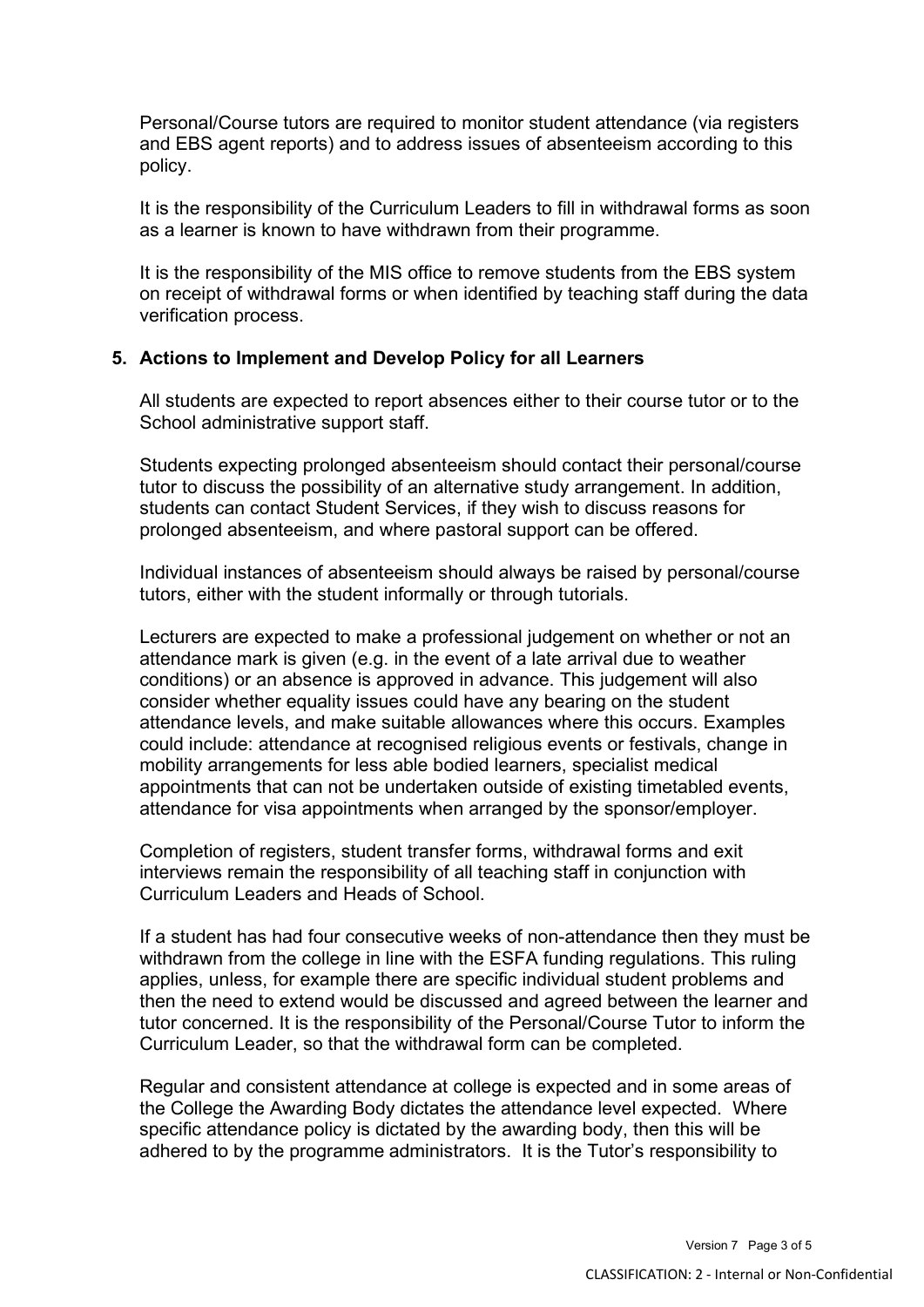Personal/Course tutors are required to monitor student attendance (via registers and EBS agent reports) and to address issues of absenteeism according to this policy.

It is the responsibility of the Curriculum Leaders to fill in withdrawal forms as soon as a learner is known to have withdrawn from their programme.

It is the responsibility of the MIS office to remove students from the EBS system on receipt of withdrawal forms or when identified by teaching staff during the data verification process.

## 5. Actions to Implement and Develop Policy for all Learners

All students are expected to report absences either to their course tutor or to the School administrative support staff.

Students expecting prolonged absenteeism should contact their personal/course tutor to discuss the possibility of an alternative study arrangement. In addition, students can contact Student Services, if they wish to discuss reasons for prolonged absenteeism, and where pastoral support can be offered.

Individual instances of absenteeism should always be raised by personal/course tutors, either with the student informally or through tutorials.

Lecturers are expected to make a professional judgement on whether or not an attendance mark is given (e.g. in the event of a late arrival due to weather conditions) or an absence is approved in advance. This judgement will also consider whether equality issues could have any bearing on the student attendance levels, and make suitable allowances where this occurs. Examples could include: attendance at recognised religious events or festivals, change in mobility arrangements for less able bodied learners, specialist medical appointments that can not be undertaken outside of existing timetabled events, attendance for visa appointments when arranged by the sponsor/employer.

Completion of registers, student transfer forms, withdrawal forms and exit interviews remain the responsibility of all teaching staff in conjunction with Curriculum Leaders and Heads of School.

If a student has had four consecutive weeks of non-attendance then they must be withdrawn from the college in line with the ESFA funding regulations. This ruling applies, unless, for example there are specific individual student problems and then the need to extend would be discussed and agreed between the learner and tutor concerned. It is the responsibility of the Personal/Course Tutor to inform the Curriculum Leader, so that the withdrawal form can be completed.

Regular and consistent attendance at college is expected and in some areas of the College the Awarding Body dictates the attendance level expected. Where specific attendance policy is dictated by the awarding body, then this will be adhered to by the programme administrators. It is the Tutor's responsibility to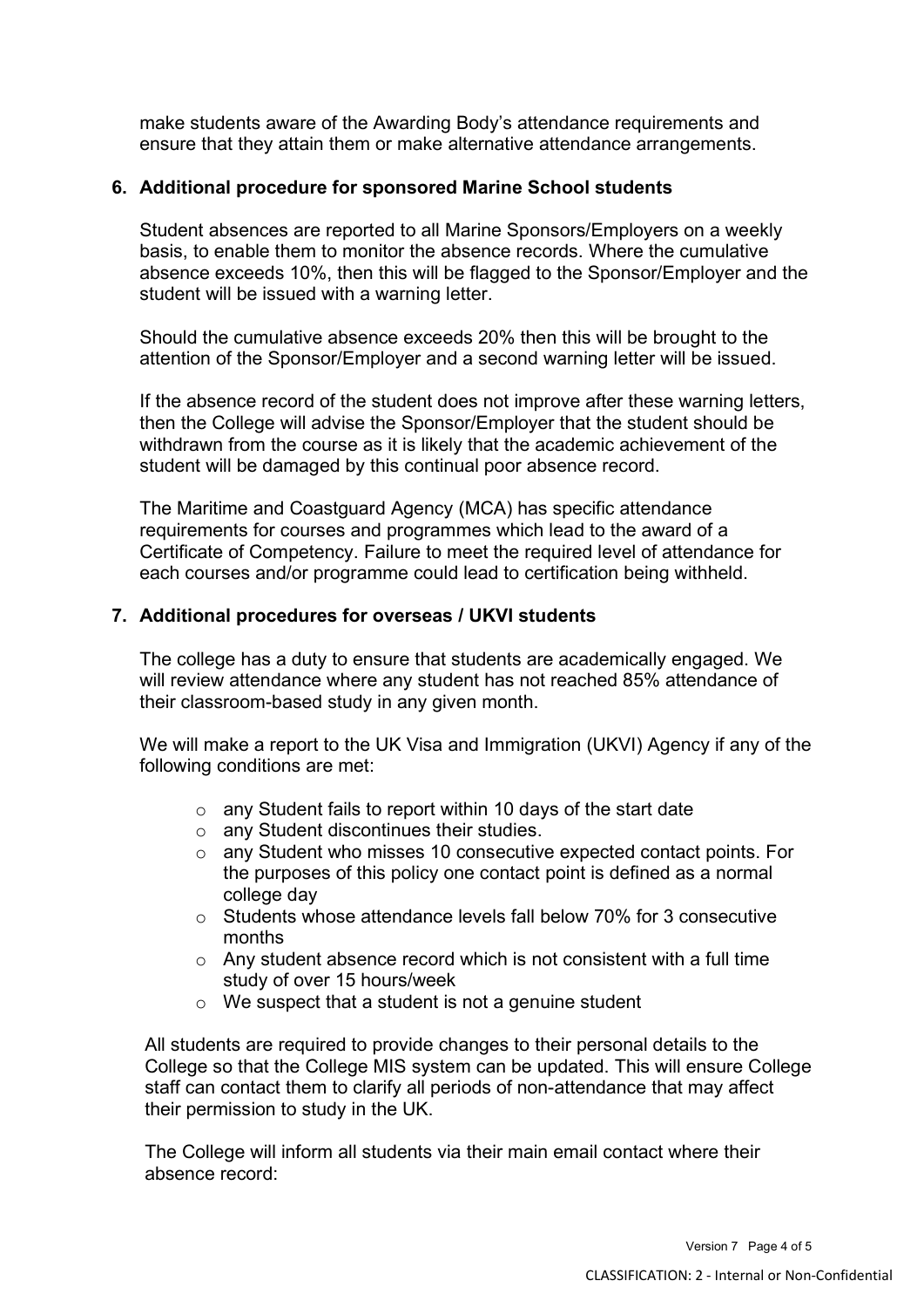make students aware of the Awarding Body's attendance requirements and ensure that they attain them or make alternative attendance arrangements.

## 6. Additional procedure for sponsored Marine School students

Student absences are reported to all Marine Sponsors/Employers on a weekly basis, to enable them to monitor the absence records. Where the cumulative absence exceeds 10%, then this will be flagged to the Sponsor/Employer and the student will be issued with a warning letter.

Should the cumulative absence exceeds 20% then this will be brought to the attention of the Sponsor/Employer and a second warning letter will be issued.

If the absence record of the student does not improve after these warning letters, then the College will advise the Sponsor/Employer that the student should be withdrawn from the course as it is likely that the academic achievement of the student will be damaged by this continual poor absence record.

The Maritime and Coastguard Agency (MCA) has specific attendance requirements for courses and programmes which lead to the award of a Certificate of Competency. Failure to meet the required level of attendance for each courses and/or programme could lead to certification being withheld.

## 7. Additional procedures for overseas / UKVI students

The college has a duty to ensure that students are academically engaged. We will review attendance where any student has not reached 85% attendance of their classroom-based study in any given month.

We will make a report to the UK Visa and Immigration (UKVI) Agency if any of the following conditions are met:

- any Student fails to report within 10 days of the start date
- any Student discontinues their studies.
- any Student who misses 10 consecutive expected contact points. For the purposes of this policy one contact point is defined as a normal college day
- Students whose attendance levels fall below 70% for 3 consecutive months
- Any student absence record which is not consistent with a full time study of over 15 hours/week
- We suspect that a student is not a genuine student

All students are required to provide changes to their personal details to the College so that the College MIS system can be updated. This will ensure College staff can contact them to clarify all periods of non-attendance that may affect their permission to study in the UK.

The College will inform all students via their main email contact where their absence record: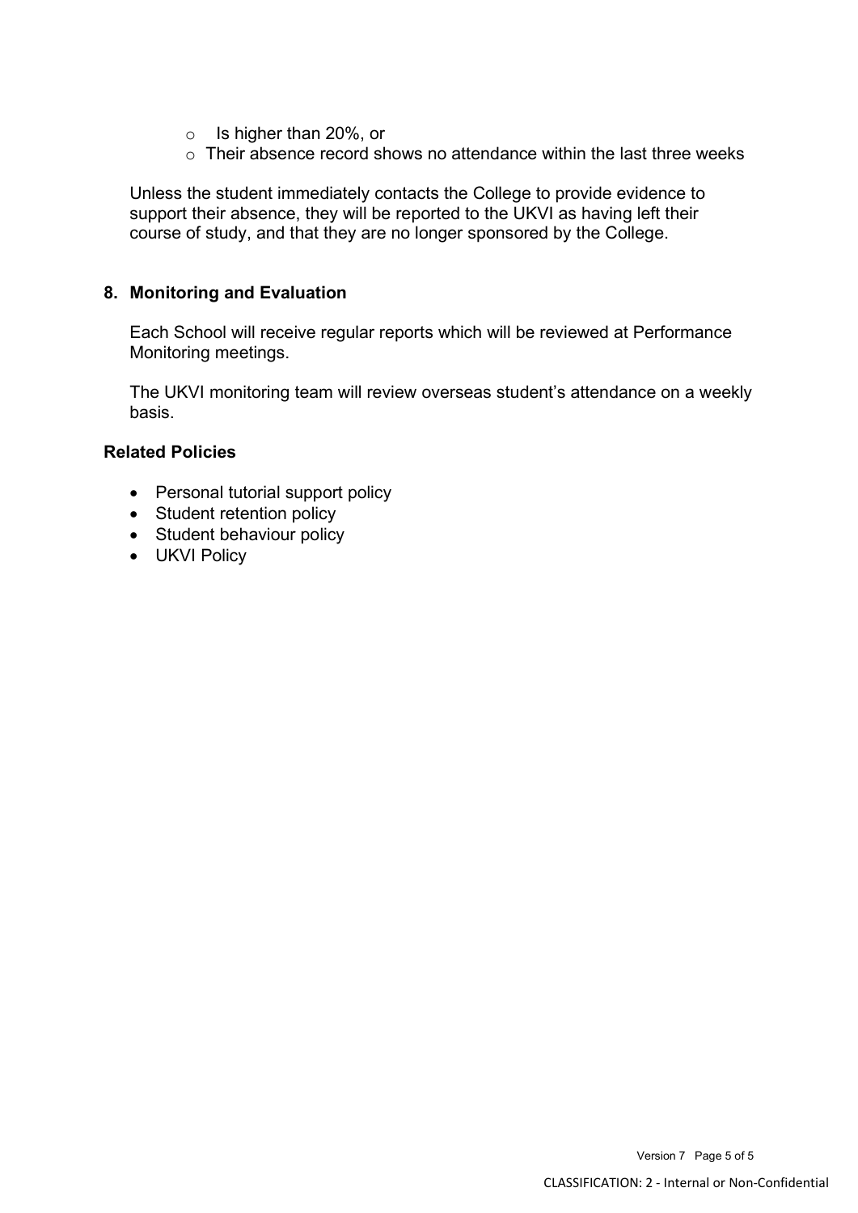- Is higher than 20%, or
- Their absence record shows no attendance within the last three weeks

Unless the student immediately contacts the College to provide evidence to support their absence, they will be reported to the UKVI as having left their course of study, and that they are no longer sponsored by the College.

## 8. Monitoring and Evaluation

Each School will receive regular reports which will be reviewed at Performance Monitoring meetings.

The UKVI monitoring team will review overseas student's attendance on a weekly basis.

### Related Policies

- Personal tutorial support policy
- Student retention policy
- Student behaviour policy
- UKVI Policy